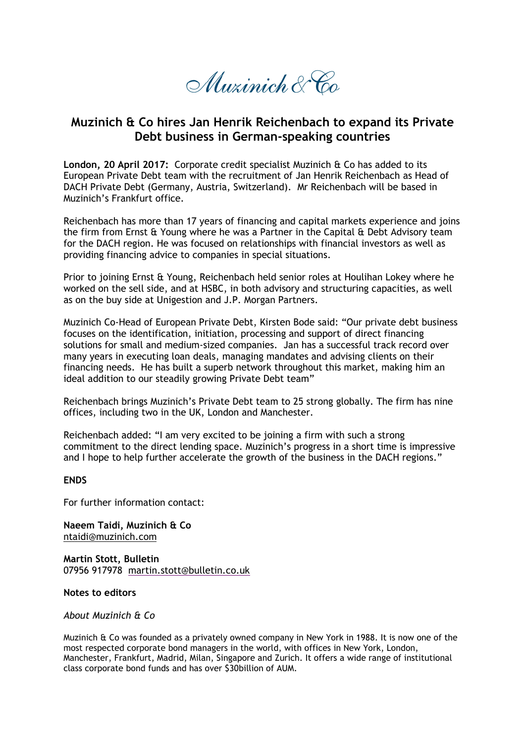Muzinich & Co

# Muzinich & Co hires Jan Henrik Reichenbach to expand its Private Debt business in German-speaking countries

**London, 20 April 2017:** Corporate credit specialist Muzinich & Co has added to its European Private Debt team with the recruitment of Jan Henrik Reichenbach as Head of DACH Private Debt (Germany, Austria, Switzerland). Mr Reichenbach will be based in Muzinich's Frankfurt office.

Reichenbach has more than 17 years of financing and capital markets experience and joins the firm from Ernst & Young where he was a Partner in the Capital & Debt Advisory team for the DACH region. He was focused on relationships with financial investors as well as providing financing advice to companies in special situations.

Prior to joining Ernst & Young, Reichenbach held senior roles at Houlihan Lokey where he worked on the sell side, and at HSBC, in both advisory and structuring capacities, as well as on the buy side at Unigestion and J.P. Morgan Partners.

Muzinich Co-Head of European Private Debt, Kirsten Bode said: "Our private debt business focuses on the identification, initiation, processing and support of direct financing solutions for small and medium-sized companies. Jan has a successful track record over many years in executing loan deals, managing mandates and advising clients on their financing needs. He has built a superb network throughout this market, making him an ideal addition to our steadily growing Private Debt team"

Reichenbach brings Muzinich's Private Debt team to 25 strong globally. The firm has nine offices, including two in the UK, London and Manchester.

Reichenbach added: "I am very excited to be joining a firm with such a strong commitment to the direct lending space. Muzinich's progress in a short time is impressive and I hope to help further accelerate the growth of the business in the DACH regions."

**ENDS**

For further information contact:

**Naeem Taidi, Muzinich & Co**
ntaidi@muzinich.com

**Martin Stott, Bulletin**
07956 917978 martin.stott@bulletin.co.uk

**Notes to editors**

*About Muzinich & Co*

Muzinich & Co was founded as a privately owned company in New York in 1988. It is now one of the most respected corporate bond managers in the world, with offices in New York, London, Manchester, Frankfurt, Madrid, Milan, Singapore and Zurich. It offers a wide range of institutional class corporate bond funds and has over $30billion of AUM.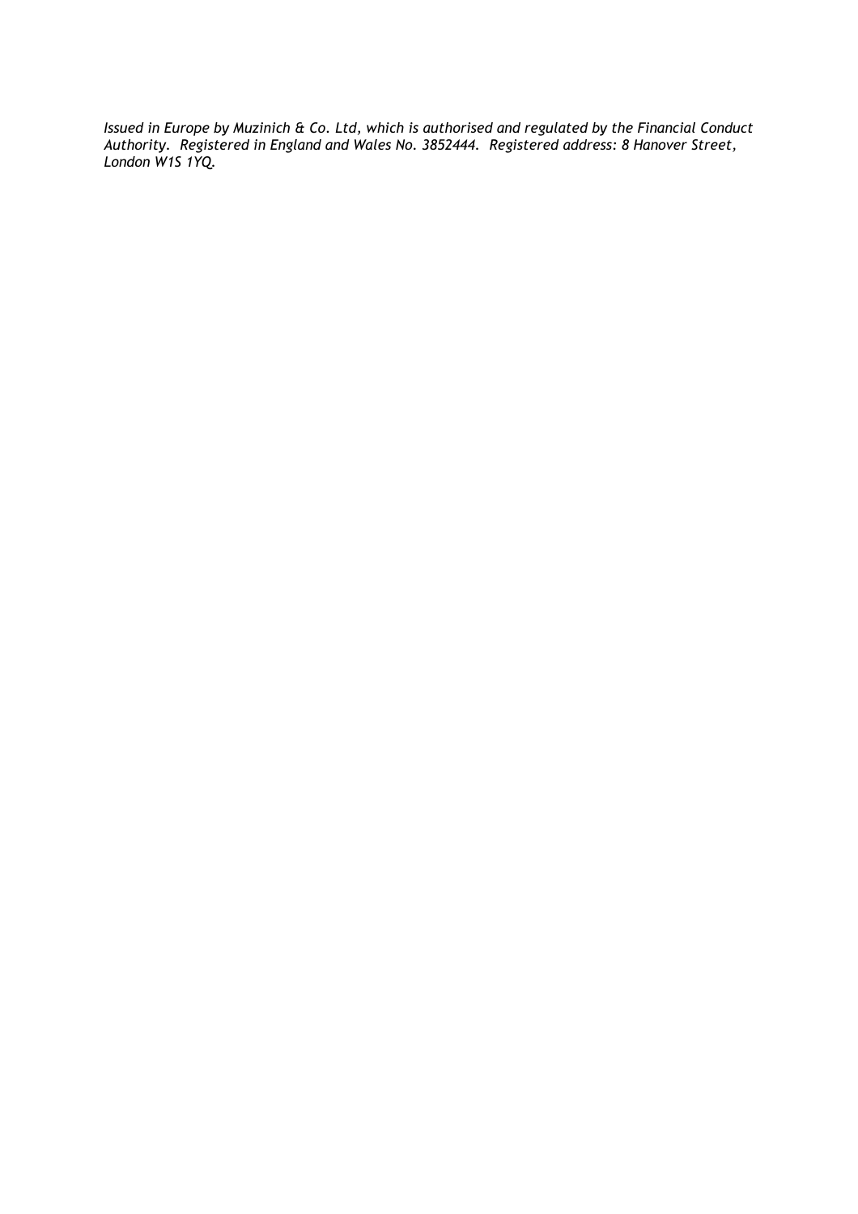*Issued in Europe by Muzinich & Co. Ltd, which is authorised and regulated by the Financial Conduct Authority. Registered in England and Wales No. 3852444. Registered address: 8 Hanover Street, London W1S 1YQ.*